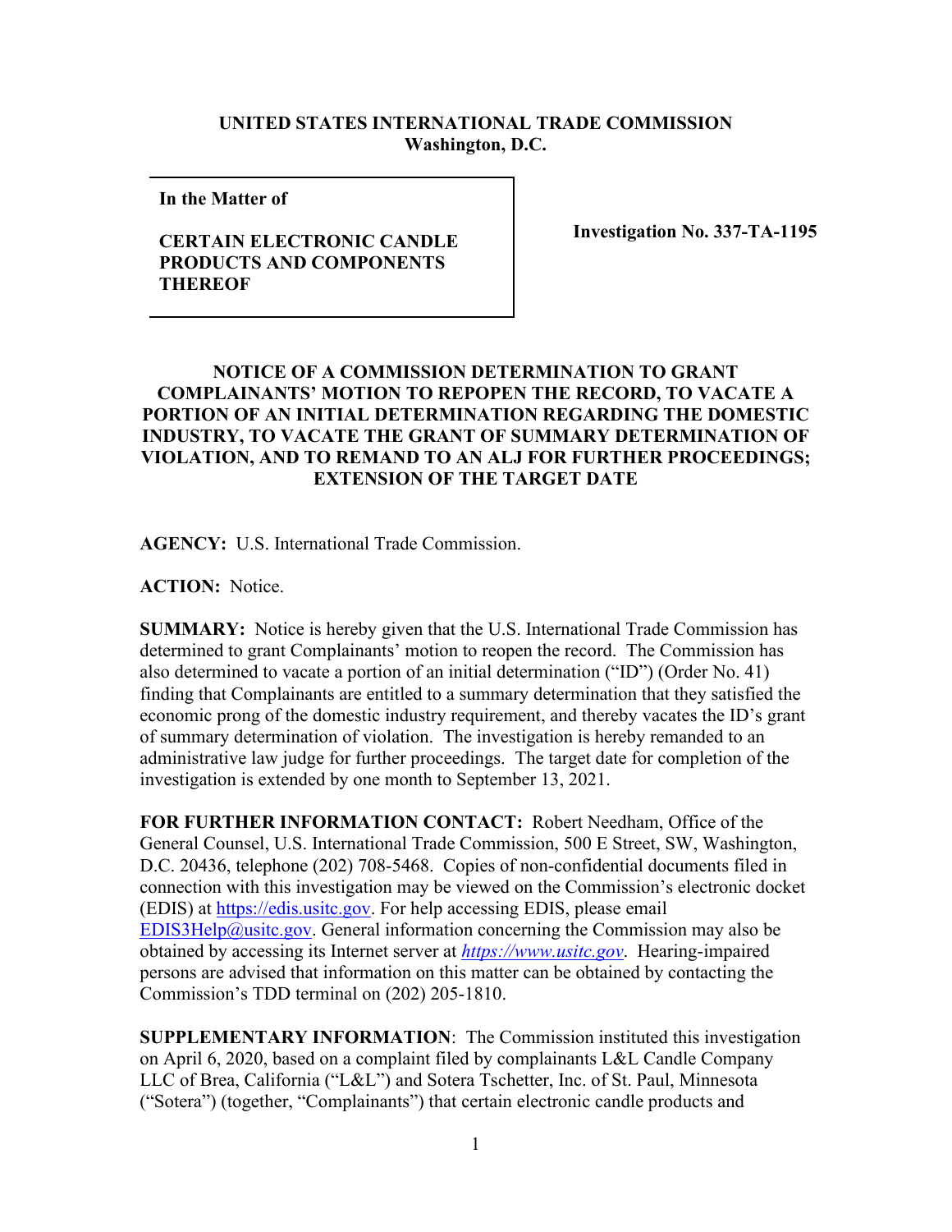**UNITED STATES INTERNATIONAL TRADE COMMISSION**
**Washington, D.C.**

**In the Matter of**

**CERTAIN ELECTRONIC CANDLE PRODUCTS AND COMPONENTS THEREOF**

**Investigation No. 337-TA-1195**

**NOTICE OF A COMMISSION DETERMINATION TO GRANT COMPLAINANTS' MOTION TO REPOPEN THE RECORD, TO VACATE A PORTION OF AN INITIAL DETERMINATION REGARDING THE DOMESTIC INDUSTRY, TO VACATE THE GRANT OF SUMMARY DETERMINATION OF VIOLATION, AND TO REMAND TO AN ALJ FOR FURTHER PROCEEDINGS; EXTENSION OF THE TARGET DATE**

**AGENCY:** U.S. International Trade Commission.

**ACTION:** Notice.

**SUMMARY:** Notice is hereby given that the U.S. International Trade Commission has determined to grant Complainants' motion to reopen the record. The Commission has also determined to vacate a portion of an initial determination ("ID") (Order No. 41) finding that Complainants are entitled to a summary determination that they satisfied the economic prong of the domestic industry requirement, and thereby vacates the ID's grant of summary determination of violation. The investigation is hereby remanded to an administrative law judge for further proceedings. The target date for completion of the investigation is extended by one month to September 13, 2021.

**FOR FURTHER INFORMATION CONTACT:** Robert Needham, Office of the General Counsel, U.S. International Trade Commission, 500 E Street, SW, Washington, D.C. 20436, telephone (202) 708-5468. Copies of non-confidential documents filed in connection with this investigation may be viewed on the Commission's electronic docket (EDIS) at https://edis.usitc.gov. For help accessing EDIS, please email EDIS3Help@usitc.gov. General information concerning the Commission may also be obtained by accessing its Internet server at *https://www.usitc.gov*. Hearing-impaired persons are advised that information on this matter can be obtained by contacting the Commission's TDD terminal on (202) 205-1810.

**SUPPLEMENTARY INFORMATION**: The Commission instituted this investigation on April 6, 2020, based on a complaint filed by complainants L&L Candle Company LLC of Brea, California ("L&L") and Sotera Tschetter, Inc. of St. Paul, Minnesota ("Sotera") (together, "Complainants") that certain electronic candle products and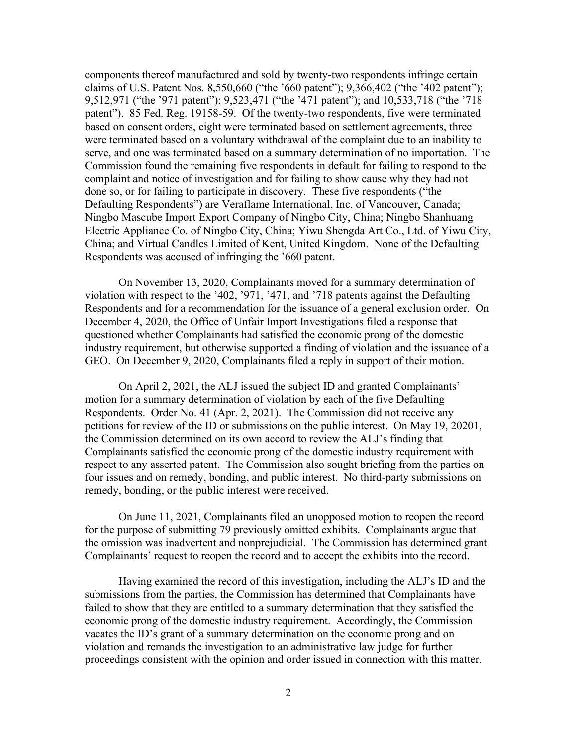components thereof manufactured and sold by twenty-two respondents infringe certain claims of U.S. Patent Nos. 8,550,660 ("the '660 patent"); 9,366,402 ("the '402 patent"); 9,512,971 ("the '971 patent"); 9,523,471 ("the '471 patent"); and 10,533,718 ("the '718 patent"). 85 Fed. Reg. 19158-59. Of the twenty-two respondents, five were terminated based on consent orders, eight were terminated based on settlement agreements, three were terminated based on a voluntary withdrawal of the complaint due to an inability to serve, and one was terminated based on a summary determination of no importation. The Commission found the remaining five respondents in default for failing to respond to the complaint and notice of investigation and for failing to show cause why they had not done so, or for failing to participate in discovery. These five respondents ("the Defaulting Respondents") are Veraflame International, Inc. of Vancouver, Canada; Ningbo Mascube Import Export Company of Ningbo City, China; Ningbo Shanhuang Electric Appliance Co. of Ningbo City, China; Yiwu Shengda Art Co., Ltd. of Yiwu City, China; and Virtual Candles Limited of Kent, United Kingdom. None of the Defaulting Respondents was accused of infringing the '660 patent.

On November 13, 2020, Complainants moved for a summary determination of violation with respect to the '402, '971, '471, and '718 patents against the Defaulting Respondents and for a recommendation for the issuance of a general exclusion order. On December 4, 2020, the Office of Unfair Import Investigations filed a response that questioned whether Complainants had satisfied the economic prong of the domestic industry requirement, but otherwise supported a finding of violation and the issuance of a GEO. On December 9, 2020, Complainants filed a reply in support of their motion.

On April 2, 2021, the ALJ issued the subject ID and granted Complainants' motion for a summary determination of violation by each of the five Defaulting Respondents. Order No. 41 (Apr. 2, 2021). The Commission did not receive any petitions for review of the ID or submissions on the public interest. On May 19, 20201, the Commission determined on its own accord to review the ALJ's finding that Complainants satisfied the economic prong of the domestic industry requirement with respect to any asserted patent. The Commission also sought briefing from the parties on four issues and on remedy, bonding, and public interest. No third-party submissions on remedy, bonding, or the public interest were received.

On June 11, 2021, Complainants filed an unopposed motion to reopen the record for the purpose of submitting 79 previously omitted exhibits. Complainants argue that the omission was inadvertent and nonprejudicial. The Commission has determined grant Complainants' request to reopen the record and to accept the exhibits into the record.

Having examined the record of this investigation, including the ALJ's ID and the submissions from the parties, the Commission has determined that Complainants have failed to show that they are entitled to a summary determination that they satisfied the economic prong of the domestic industry requirement. Accordingly, the Commission vacates the ID's grant of a summary determination on the economic prong and on violation and remands the investigation to an administrative law judge for further proceedings consistent with the opinion and order issued in connection with this matter.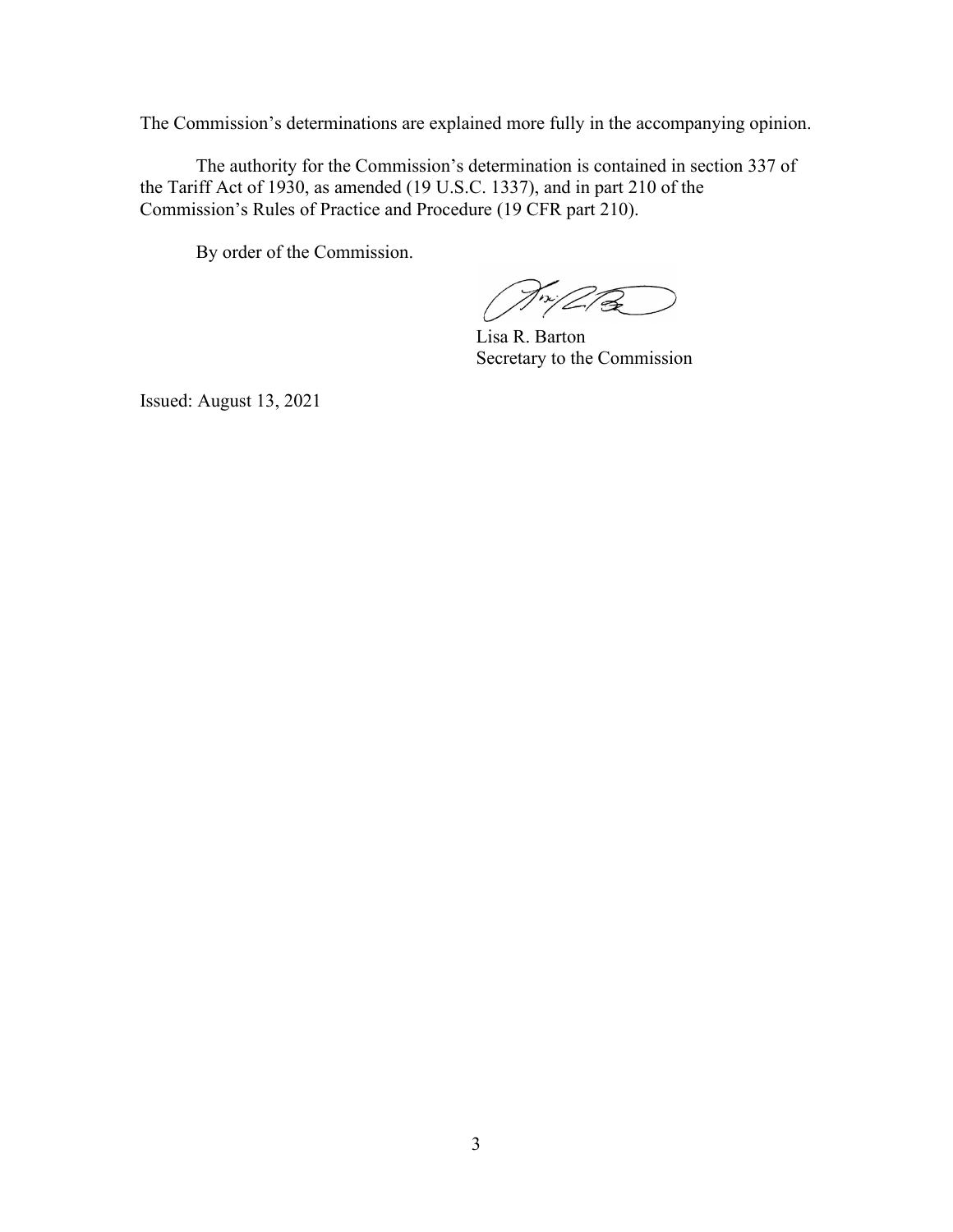The Commission's determinations are explained more fully in the accompanying opinion.

The authority for the Commission's determination is contained in section 337 of the Tariff Act of 1930, as amended (19 U.S.C. 1337), and in part 210 of the Commission's Rules of Practice and Procedure (19 CFR part 210).

By order of the Commission.

Lisa R. Barton
Secretary to the Commission

Issued: August 13, 2021